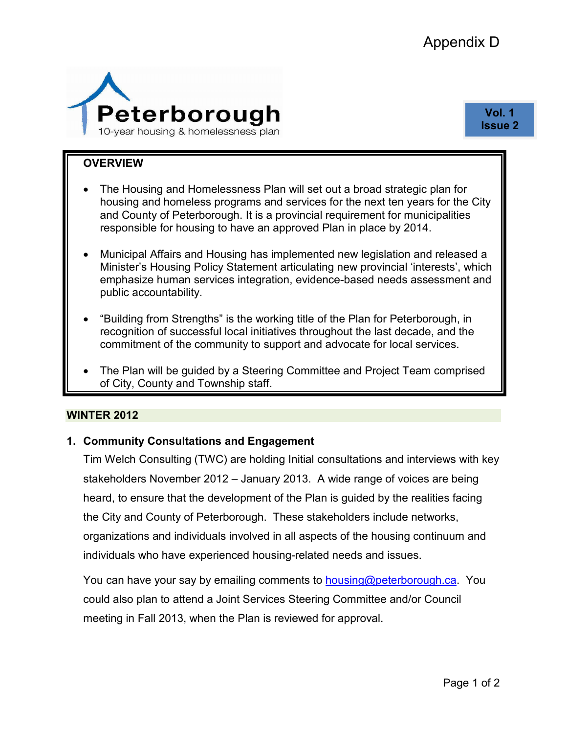Appendix D

# Peterborough

10-year housing & homelessness plan

**Vol. 1**
**Issue 2**

## OVERVIEW

- The Housing and Homelessness Plan will set out a broad strategic plan for housing and homeless programs and services for the next ten years for the City and County of Peterborough. It is a provincial requirement for municipalities responsible for housing to have an approved Plan in place by 2014.
- Municipal Affairs and Housing has implemented new legislation and released a Minister's Housing Policy Statement articulating new provincial 'interests', which emphasize human services integration, evidence-based needs assessment and public accountability.
- "Building from Strengths" is the working title of the Plan for Peterborough, in recognition of successful local initiatives throughout the last decade, and the commitment of the community to support and advocate for local services.
- The Plan will be guided by a Steering Committee and Project Team comprised of City, County and Township staff.

## WINTER 2012

### 1. Community Consultations and Engagement

Tim Welch Consulting (TWC) are holding Initial consultations and interviews with key stakeholders November 2012 – January 2013. A wide range of voices are being heard, to ensure that the development of the Plan is guided by the realities facing the City and County of Peterborough. These stakeholders include networks, organizations and individuals involved in all aspects of the housing continuum and individuals who have experienced housing-related needs and issues.

You can have your say by emailing comments to housing@peterborough.ca. You could also plan to attend a Joint Services Steering Committee and/or Council meeting in Fall 2013, when the Plan is reviewed for approval.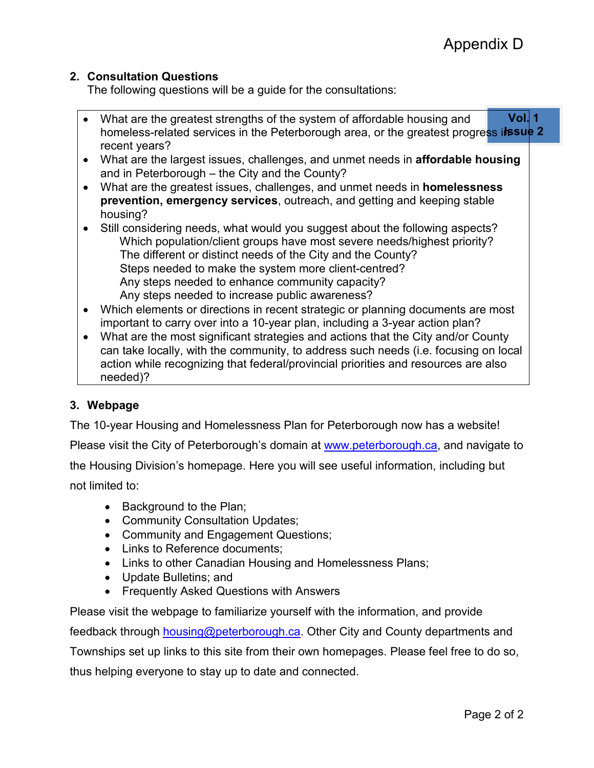## 2. Consultation Questions

The following questions will be a guide for the consultations:

- What are the greatest strengths of the system of affordable housing and homeless-related services in the Peterborough area, or the greatest progress in recent years?
- What are the largest issues, challenges, and unmet needs in **affordable housing** and in Peterborough – the City and the County?
- What are the greatest issues, challenges, and unmet needs in **homelessness prevention, emergency services**, outreach, and getting and keeping stable housing?
- Still considering needs, what would you suggest about the following aspects?
  - Which population/client groups have most severe needs/highest priority?
  - The different or distinct needs of the City and the County?
  - Steps needed to make the system more client-centred?
  - Any steps needed to enhance community capacity?
  - Any steps needed to increase public awareness?
- Which elements or directions in recent strategic or planning documents are most important to carry over into a 10-year plan, including a 3-year action plan?
- What are the most significant strategies and actions that the City and/or County can take locally, with the community, to address such needs (i.e. focusing on local action while recognizing that federal/provincial priorities and resources are also needed)?

## 3. Webpage

The 10-year Housing and Homelessness Plan for Peterborough now has a website! Please visit the City of Peterborough's domain at www.peterborough.ca, and navigate to the Housing Division's homepage. Here you will see useful information, including but not limited to:

- Background to the Plan;
- Community Consultation Updates;
- Community and Engagement Questions;
- Links to Reference documents;
- Links to other Canadian Housing and Homelessness Plans;
- Update Bulletins; and
- Frequently Asked Questions with Answers

Please visit the webpage to familiarize yourself with the information, and provide feedback through housing@peterborough.ca. Other City and County departments and Townships set up links to this site from their own homepages. Please feel free to do so, thus helping everyone to stay up to date and connected.